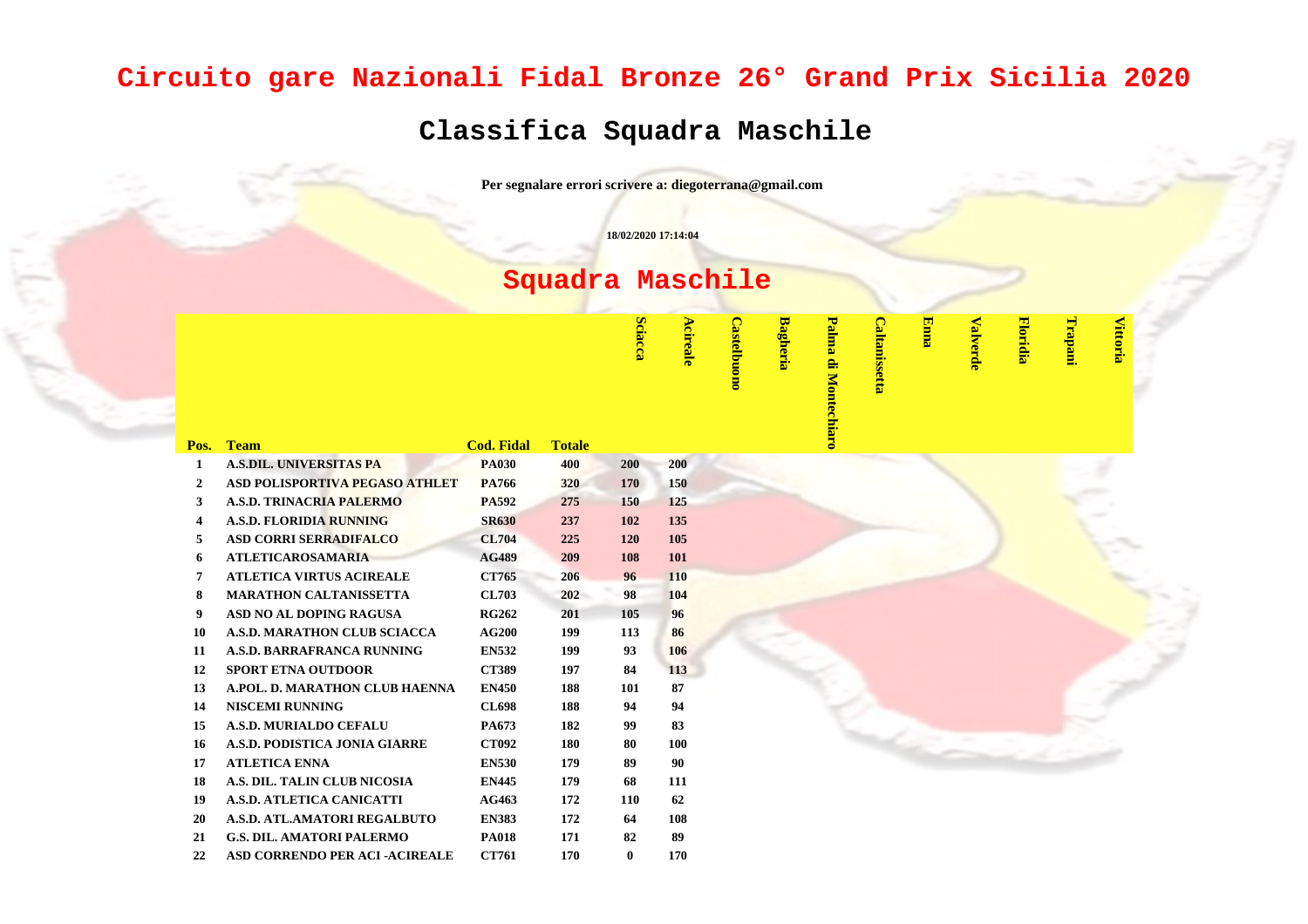# Circuito gare Nazionali Fidal Bronze 26° Grand Prix Sicilia 2020

## Classifica Squadra Maschile

**Per segnalare errori scrivere a: diegoterrana@gmail.com**

**18/02/2020 17:14:04**

## Squadra Maschile

| Pos. | Team | Cod. Fidal | Totale | Sciacca | Acireale | Castelbuono | Bagheria | Palma di Montechiaro | Caltanissetta | Enna | Valverde | Floridia | Trapani | Vittoria |
|---|---|---|---|---|---|---|---|---|---|---|---|---|---|---|
| 1 | A.S.DIL. UNIVERSITAS PA | PA030 | 400 | 200 | 200 | | | | | | | | | |
| 2 | ASD POLISPORTIVA PEGASO ATHLET | PA766 | 320 | 170 | 150 | | | | | | | | | |
| 3 | A.S.D. TRINACRIA PALERMO | PA592 | 275 | 150 | 125 | | | | | | | | | |
| 4 | A.S.D. FLORIDIA RUNNING | SR630 | 237 | 102 | 135 | | | | | | | | | |
| 5 | ASD CORRI SERRADIFALCO | CL704 | 225 | 120 | 105 | | | | | | | | | |
| 6 | ATLETICAROSAMARIA | AG489 | 209 | 108 | 101 | | | | | | | | | |
| 7 | ATLETICA VIRTUS ACIREALE | CT765 | 206 | 96 | 110 | | | | | | | | | |
| 8 | MARATHON CALTANISSETTA | CL703 | 202 | 98 | 104 | | | | | | | | | |
| 9 | ASD NO AL DOPING RAGUSA | RG262 | 201 | 105 | 96 | | | | | | | | | |
| 10 | A.S.D. MARATHON CLUB SCIACCA | AG200 | 199 | 113 | 86 | | | | | | | | | |
| 11 | A.S.D. BARRAFRANCA RUNNING | EN532 | 199 | 93 | 106 | | | | | | | | | |
| 12 | SPORT ETNA OUTDOOR | CT389 | 197 | 84 | 113 | | | | | | | | | |
| 13 | A.POL. D. MARATHON CLUB HAENNA | EN450 | 188 | 101 | 87 | | | | | | | | | |
| 14 | NISCEMI RUNNING | CL698 | 188 | 94 | 94 | | | | | | | | | |
| 15 | A.S.D. MURIALDO CEFALU | PA673 | 182 | 99 | 83 | | | | | | | | | |
| 16 | A.S.D. PODISTICA JONIA GIARRE | CT092 | 180 | 80 | 100 | | | | | | | | | |
| 17 | ATLETICA ENNA | EN530 | 179 | 89 | 90 | | | | | | | | | |
| 18 | A.S. DIL. TALIN CLUB NICOSIA | EN445 | 179 | 68 | 111 | | | | | | | | | |
| 19 | A.S.D. ATLETICA CANICATTI | AG463 | 172 | 110 | 62 | | | | | | | | | |
| 20 | A.S.D. ATL.AMATORI REGALBUTO | EN383 | 172 | 64 | 108 | | | | | | | | | |
| 21 | G.S. DIL. AMATORI PALERMO | PA018 | 171 | 82 | 89 | | | | | | | | | |
| 22 | ASD CORRENDO PER ACI -ACIREALE | CT761 | 170 | 0 | 170 | | | | | | | | | |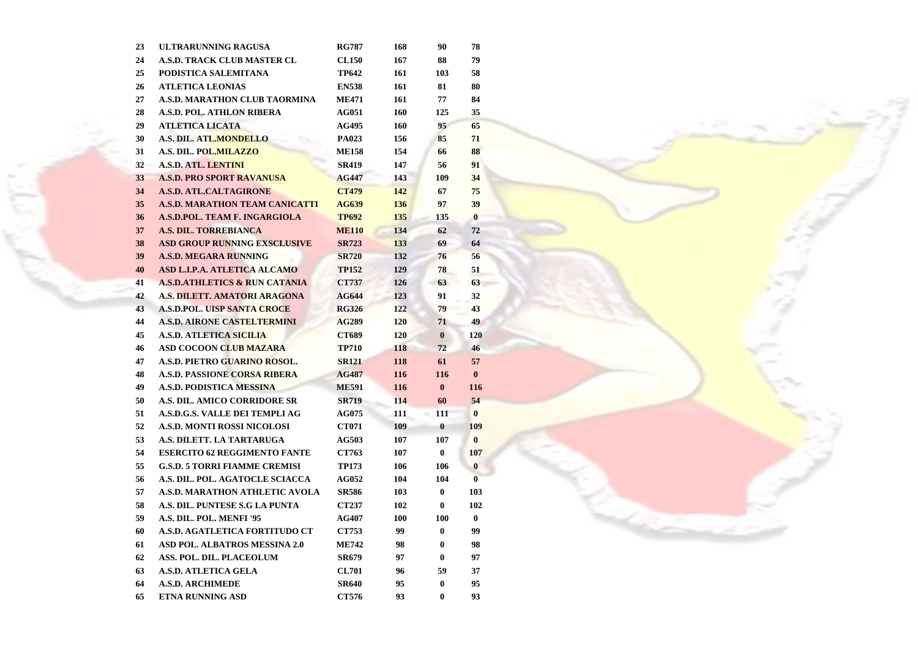| | | | | | |
|---|---|---|---|---|---|
| 23 | ULTRARUNNING RAGUSA | RG787 | 168 | 90 | 78 |
| 24 | A.S.D. TRACK CLUB MASTER CL | CL150 | 167 | 88 | 79 |
| 25 | PODISTICA SALEMITANA | TP642 | 161 | 103 | 58 |
| 26 | ATLETICA LEONIAS | EN538 | 161 | 81 | 80 |
| 27 | A.S.D. MARATHON CLUB TAORMINA | ME471 | 161 | 77 | 84 |
| 28 | A.S.D. POL. ATHLON RIBERA | AG051 | 160 | 125 | 35 |
| 29 | ATLETICA LICATA | AG495 | 160 | 95 | 65 |
| 30 | A.S. DIL. ATL.MONDELLO | PA023 | 156 | 85 | 71 |
| 31 | A.S. DIL. POL.MILAZZO | ME158 | 154 | 66 | 88 |
| 32 | A.S.D. ATL. LENTINI | SR419 | 147 | 56 | 91 |
| 33 | A.S.D. PRO SPORT RAVANUSA | AG447 | 143 | 109 | 34 |
| 34 | A.S.D. ATL.CALTAGIRONE | CT479 | 142 | 67 | 75 |
| 35 | A.S.D. MARATHON TEAM CANICATTI | AG639 | 136 | 97 | 39 |
| 36 | A.S.D.POL. TEAM F. INGARGIOLA | TP692 | 135 | 135 | 0 |
| 37 | A.S. DIL. TORREBIANCA | ME110 | 134 | 62 | 72 |
| 38 | ASD GROUP RUNNING EXSCLUSIVE | SR723 | 133 | 69 | 64 |
| 39 | A.S.D. MEGARA RUNNING | SR720 | 132 | 76 | 56 |
| 40 | ASD L.I.P.A. ATLETICA ALCAMO | TP152 | 129 | 78 | 51 |
| 41 | A.S.D.ATHLETICS & RUN CATANIA | CT737 | 126 | 63 | 63 |
| 42 | A.S. DILETT. AMATORI ARAGONA | AG644 | 123 | 91 | 32 |
| 43 | A.S.D.POL. UISP SANTA CROCE | RG326 | 122 | 79 | 43 |
| 44 | A.S.D. AIRONE CASTELTERMINI | AG289 | 120 | 71 | 49 |
| 45 | A.S.D. ATLETICA SICILIA | CT689 | 120 | 0 | 120 |
| 46 | ASD COCOON CLUB MAZARA | TP710 | 118 | 72 | 46 |
| 47 | A.S.D. PIETRO GUARINO ROSOL. | SR121 | 118 | 61 | 57 |
| 48 | A.S.D. PASSIONE CORSA RIBERA | AG487 | 116 | 116 | 0 |
| 49 | A.S.D. PODISTICA MESSINA | ME591 | 116 | 0 | 116 |
| 50 | A.S. DIL. AMICO CORRIDORE SR | SR719 | 114 | 60 | 54 |
| 51 | A.S.D.G.S. VALLE DEI TEMPLI AG | AG075 | 111 | 111 | 0 |
| 52 | A.S.D. MONTI ROSSI NICOLOSI | CT071 | 109 | 0 | 109 |
| 53 | A.S. DILETT. LA TARTARUGA | AG503 | 107 | 107 | 0 |
| 54 | ESERCITO 62 REGGIMENTO FANTE | CT763 | 107 | 0 | 107 |
| 55 | G.S.D. 5 TORRI FIAMME CREMISI | TP173 | 106 | 106 | 0 |
| 56 | A.S. DIL. POL. AGATOCLE SCIACCA | AG052 | 104 | 104 | 0 |
| 57 | A.S.D. MARATHON ATHLETIC AVOLA | SR586 | 103 | 0 | 103 |
| 58 | A.S. DIL. PUNTESE S.G LA PUNTA | CT237 | 102 | 0 | 102 |
| 59 | A.S. DIL. POL. MENFI '95 | AG407 | 100 | 100 | 0 |
| 60 | A.S.D. AGATLETICA FORTITUDO CT | CT753 | 99 | 0 | 99 |
| 61 | ASD POL. ALBATROS MESSINA 2.0 | ME742 | 98 | 0 | 98 |
| 62 | ASS. POL. DIL. PLACEOLUM | SR679 | 97 | 0 | 97 |
| 63 | A.S.D. ATLETICA GELA | CL701 | 96 | 59 | 37 |
| 64 | A.S.D. ARCHIMEDE | SR640 | 95 | 0 | 95 |
| 65 | ETNA RUNNING ASD | CT576 | 93 | 0 | 93 |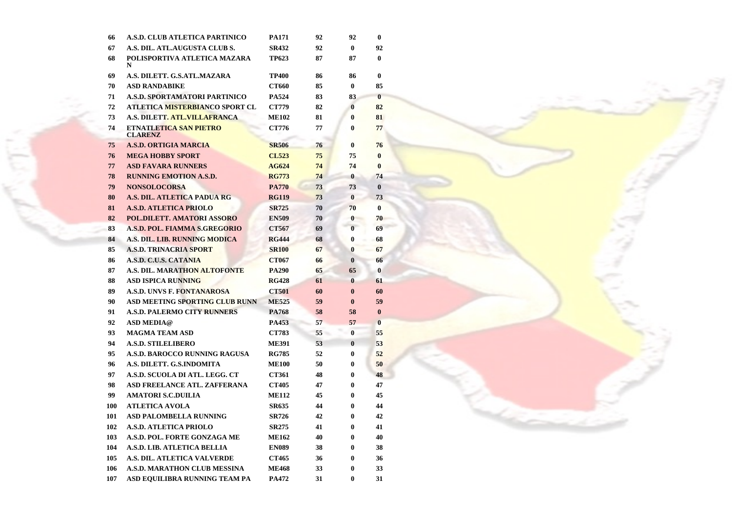| | | | | | |
|---|---|---|---|---|---|
| 66 | A.S.D. CLUB ATLETICA PARTINICO | PA171 | 92 | 92 | 0 |
| 67 | A.S. DIL. ATL.AUGUSTA CLUB S. | SR432 | 92 | 0 | 92 |
| 68 | POLISPORTIVA ATLETICA MAZARA N | TP623 | 87 | 87 | 0 |
| 69 | A.S. DILETT. G.S.ATL.MAZARA | TP400 | 86 | 86 | 0 |
| 70 | ASD RANDABIKE | CT660 | 85 | 0 | 85 |
| 71 | A.S.D. SPORTAMATORI PARTINICO | PA524 | 83 | 83 | 0 |
| 72 | ATLETICA MISTERBIANCO SPORT CL | CT779 | 82 | 0 | 82 |
| 73 | A.S. DILETT. ATL.VILLAFRANCA | ME102 | 81 | 0 | 81 |
| 74 | ETNATLETICA SAN PIETRO CLARENZ | CT776 | 77 | 0 | 77 |
| 75 | A.S.D. ORTIGIA MARCIA | SR506 | 76 | 0 | 76 |
| 76 | MEGA HOBBY SPORT | CL523 | 75 | 75 | 0 |
| 77 | ASD FAVARA RUNNERS | AG624 | 74 | 74 | 0 |
| 78 | RUNNING EMOTION A.S.D. | RG773 | 74 | 0 | 74 |
| 79 | NONSOLOCORSA | PA770 | 73 | 73 | 0 |
| 80 | A.S. DIL. ATLETICA PADUA RG | RG119 | 73 | 0 | 73 |
| 81 | A.S.D. ATLETICA PRIOLO | SR725 | 70 | 70 | 0 |
| 82 | POL.DILETT. AMATORI ASSORO | EN509 | 70 | 0 | 70 |
| 83 | A.S.D. POL. FIAMMA S.GREGORIO | CT567 | 69 | 0 | 69 |
| 84 | A.S. DIL. LIB. RUNNING MODICA | RG444 | 68 | 0 | 68 |
| 85 | A.S.D. TRINACRIA SPORT | SR100 | 67 | 0 | 67 |
| 86 | A.S.D. C.U.S. CATANIA | CT067 | 66 | 0 | 66 |
| 87 | A.S. DIL. MARATHON ALTOFONTE | PA290 | 65 | 65 | 0 |
| 88 | ASD ISPICA RUNNING | RG428 | 61 | 0 | 61 |
| 89 | A.S.D. UNVS F. FONTANAROSA | CT501 | 60 | 0 | 60 |
| 90 | ASD MEETING SPORTING CLUB RUNN | ME525 | 59 | 0 | 59 |
| 91 | A.S.D. PALERMO CITY RUNNERS | PA768 | 58 | 58 | 0 |
| 92 | ASD MEDIA@ | PA453 | 57 | 57 | 0 |
| 93 | MAGMA TEAM ASD | CT783 | 55 | 0 | 55 |
| 94 | A.S.D. STILELIBERO | ME391 | 53 | 0 | 53 |
| 95 | A.S.D. BAROCCO RUNNING RAGUSA | RG785 | 52 | 0 | 52 |
| 96 | A.S. DILETT. G.S.INDOMITA | ME100 | 50 | 0 | 50 |
| 97 | A.S.D. SCUOLA DI ATL. LEGG. CT | CT361 | 48 | 0 | 48 |
| 98 | ASD FREELANCE ATL. ZAFFERANA | CT405 | 47 | 0 | 47 |
| 99 | AMATORI S.C.DUILIA | ME112 | 45 | 0 | 45 |
| 100 | ATLETICA AVOLA | SR635 | 44 | 0 | 44 |
| 101 | ASD PALOMBELLA RUNNING | SR726 | 42 | 0 | 42 |
| 102 | A.S.D. ATLETICA PRIOLO | SR275 | 41 | 0 | 41 |
| 103 | A.S.D. POL. FORTE GONZAGA ME | ME162 | 40 | 0 | 40 |
| 104 | A.S.D. LIB. ATLETICA BELLIA | EN089 | 38 | 0 | 38 |
| 105 | A.S. DIL. ATLETICA VALVERDE | CT465 | 36 | 0 | 36 |
| 106 | A.S.D. MARATHON CLUB MESSINA | ME468 | 33 | 0 | 33 |
| 107 | ASD EQUILIBRA RUNNING TEAM PA | PA472 | 31 | 0 | 31 |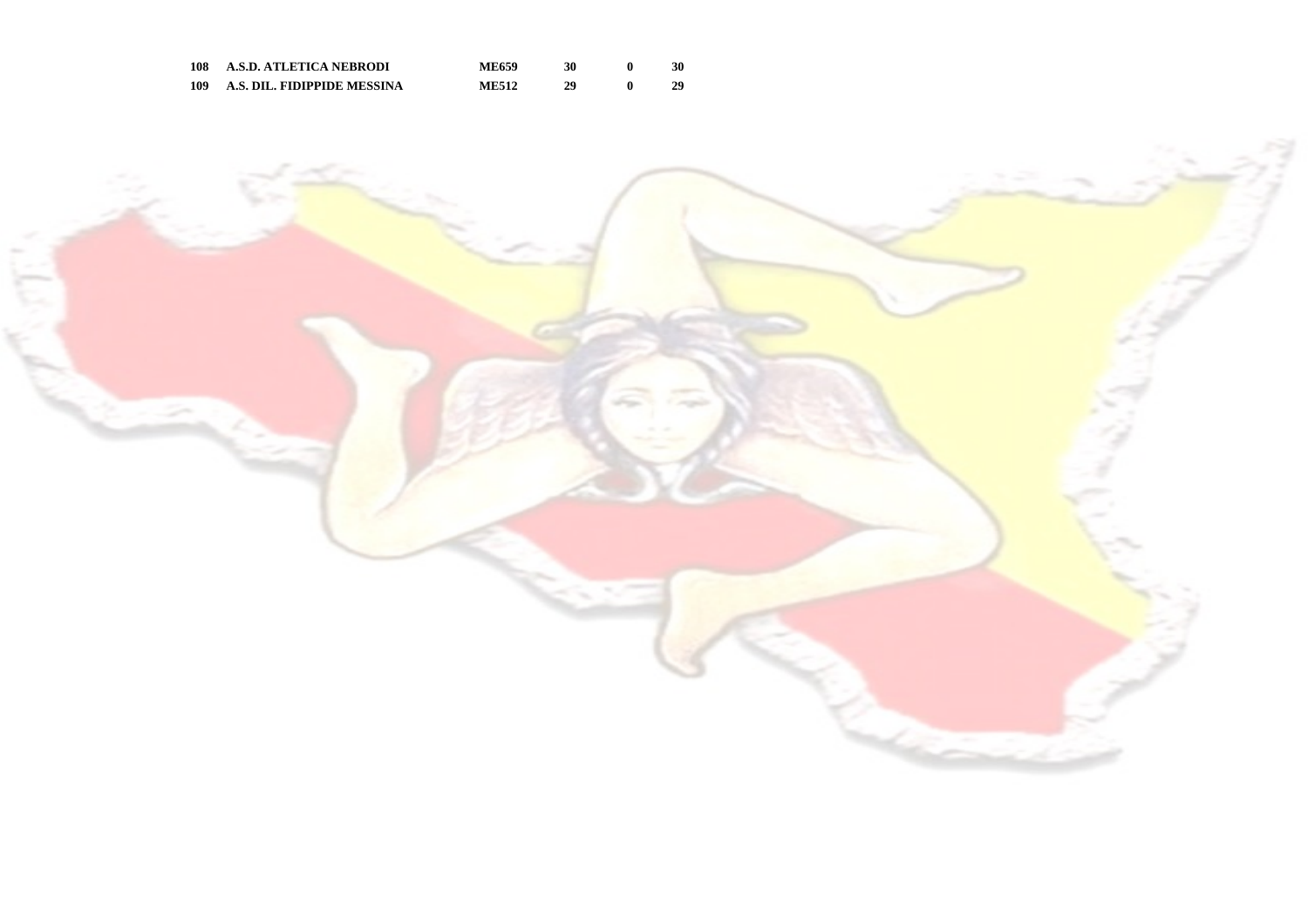| | | | | | |
|---|---|---|---|---|---|
| **108** | **A.S.D. ATLETICA NEBRODI** | **ME659** | **30** | **0** | **30** |
| **109** | **A.S. DIL. FIDIPPIDE MESSINA** | **ME512** | **29** | **0** | **29** |